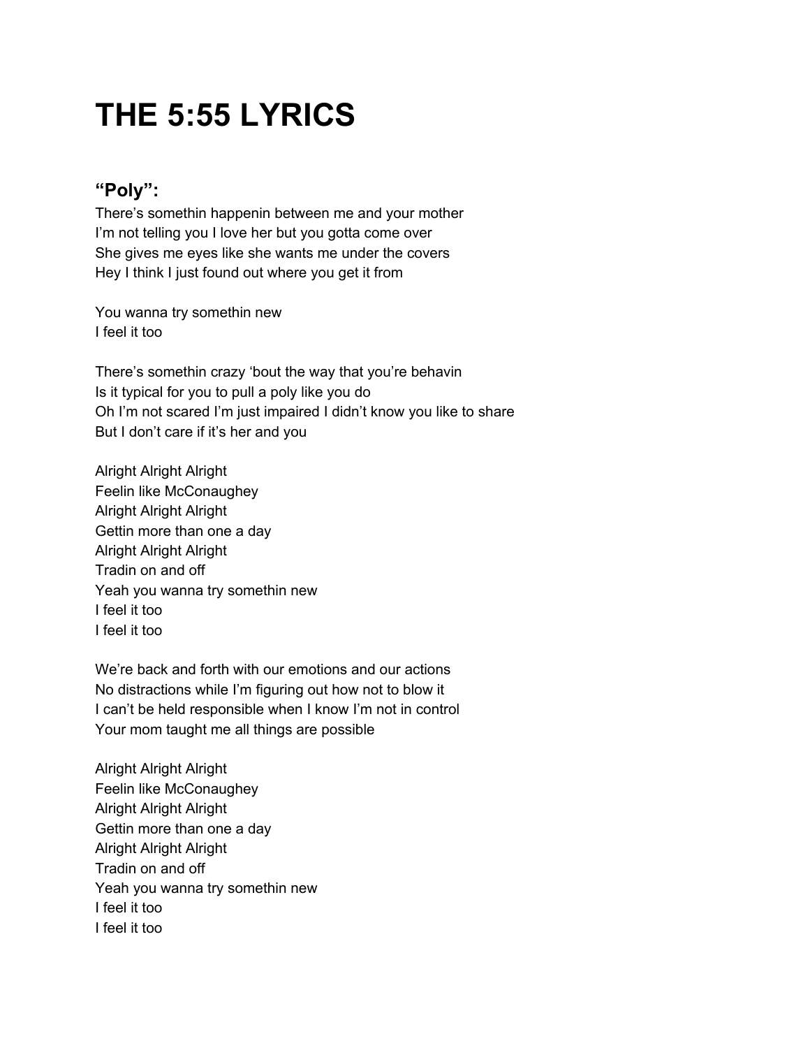# THE 5:55 LYRICS

## "Poly":

There's somethin happenin between me and your mother
I'm not telling you I love her but you gotta come over
She gives me eyes like she wants me under the covers
Hey I think I just found out where you get it from

You wanna try somethin new
I feel it too

There's somethin crazy 'bout the way that you're behavin
Is it typical for you to pull a poly like you do
Oh I'm not scared I'm just impaired I didn't know you like to share
But I don't care if it's her and you

Alright Alright Alright
Feelin like McConaughey
Alright Alright Alright
Gettin more than one a day
Alright Alright Alright
Tradin on and off
Yeah you wanna try somethin new
I feel it too
I feel it too

We're back and forth with our emotions and our actions
No distractions while I'm figuring out how not to blow it
I can't be held responsible when I know I'm not in control
Your mom taught me all things are possible

Alright Alright Alright
Feelin like McConaughey
Alright Alright Alright
Gettin more than one a day
Alright Alright Alright
Tradin on and off
Yeah you wanna try somethin new
I feel it too
I feel it too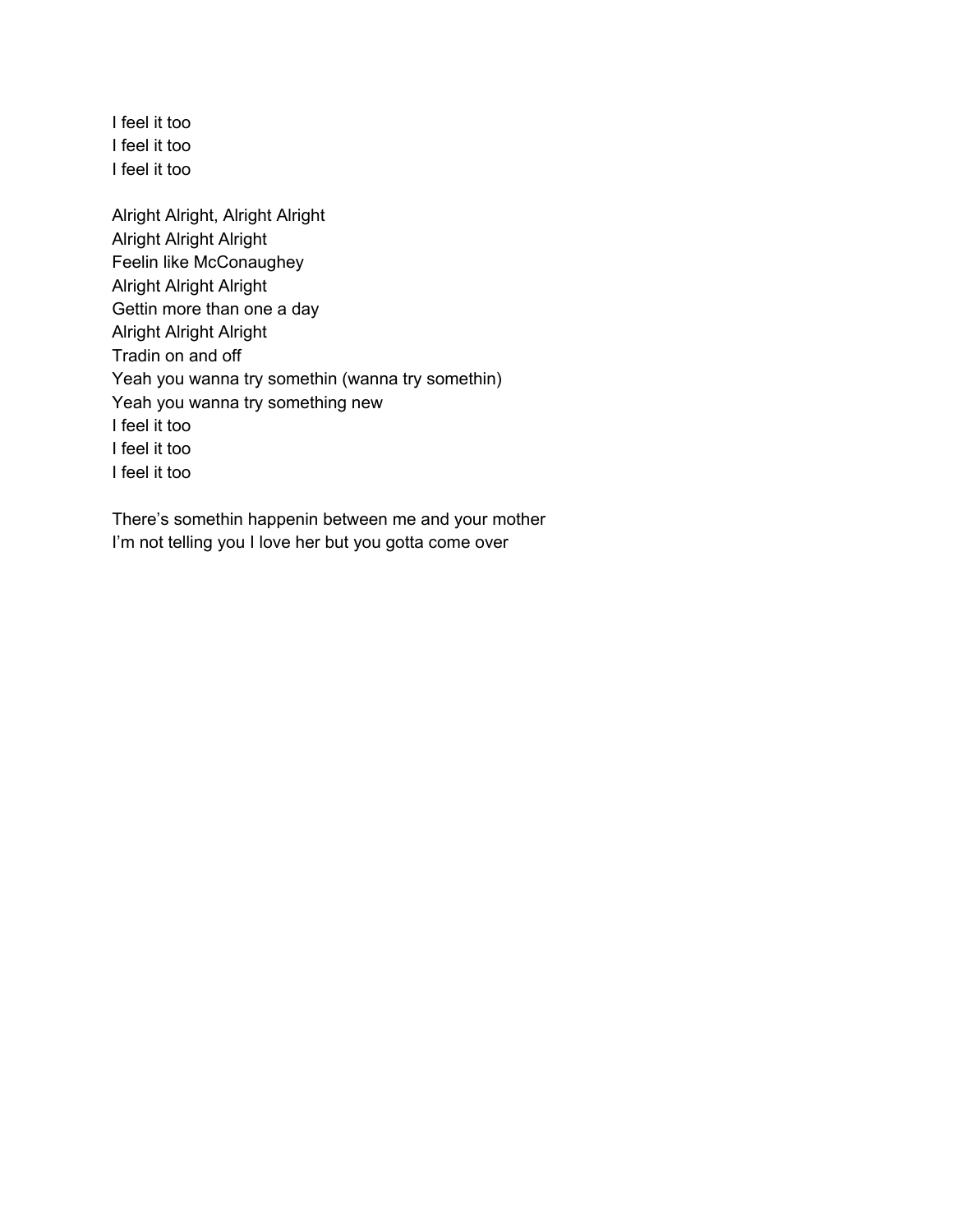I feel it too
I feel it too
I feel it too

Alright Alright, Alright Alright
Alright Alright Alright
Feelin like McConaughey
Alright Alright Alright
Gettin more than one a day
Alright Alright Alright
Tradin on and off
Yeah you wanna try somethin (wanna try somethin)
Yeah you wanna try something new
I feel it too
I feel it too
I feel it too

There's somethin happenin between me and your mother
I'm not telling you I love her but you gotta come over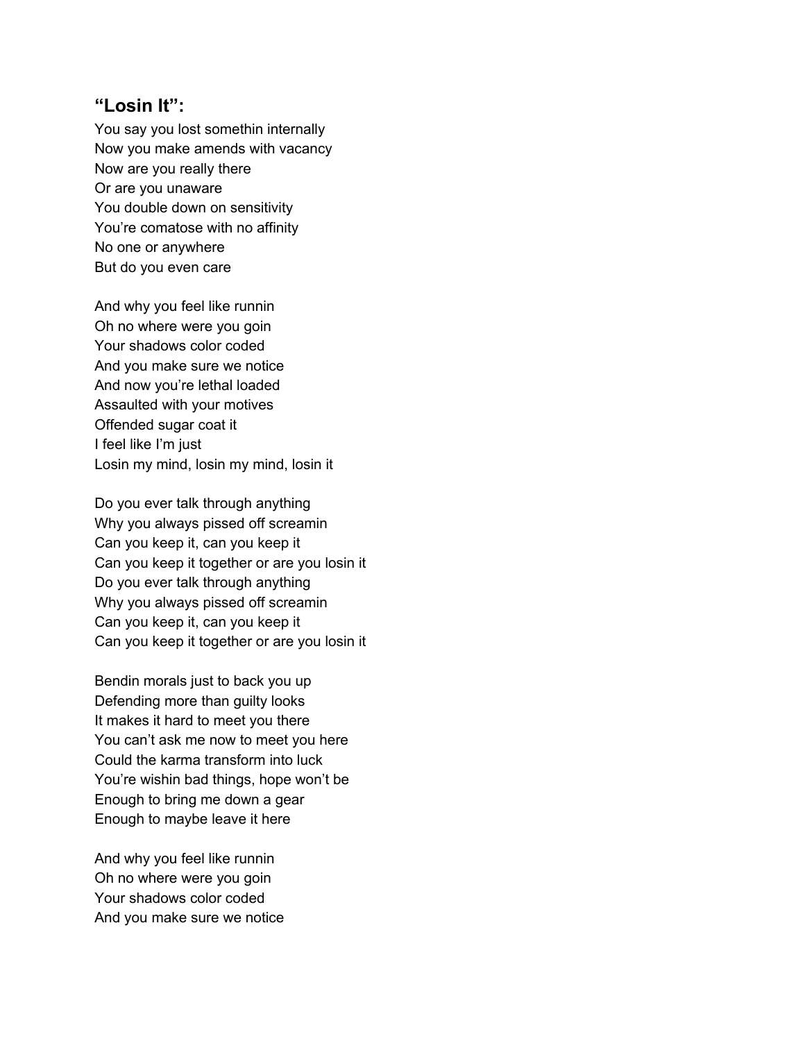### **“Losin It”:**

You say you lost somethin internally  
Now you make amends with vacancy  
Now are you really there  
Or are you unaware  
You double down on sensitivity  
You’re comatose with no affinity  
No one or anywhere  
But do you even care

And why you feel like runnin  
Oh no where were you goin  
Your shadows color coded  
And you make sure we notice  
And now you’re lethal loaded  
Assaulted with your motives  
Offended sugar coat it  
I feel like I’m just  
Losin my mind, losin my mind, losin it

Do you ever talk through anything  
Why you always pissed off screamin  
Can you keep it, can you keep it  
Can you keep it together or are you losin it  
Do you ever talk through anything  
Why you always pissed off screamin  
Can you keep it, can you keep it  
Can you keep it together or are you losin it

Bendin morals just to back you up  
Defending more than guilty looks  
It makes it hard to meet you there  
You can’t ask me now to meet you here  
Could the karma transform into luck  
You’re wishin bad things, hope won’t be  
Enough to bring me down a gear  
Enough to maybe leave it here

And why you feel like runnin  
Oh no where were you goin  
Your shadows color coded  
And you make sure we notice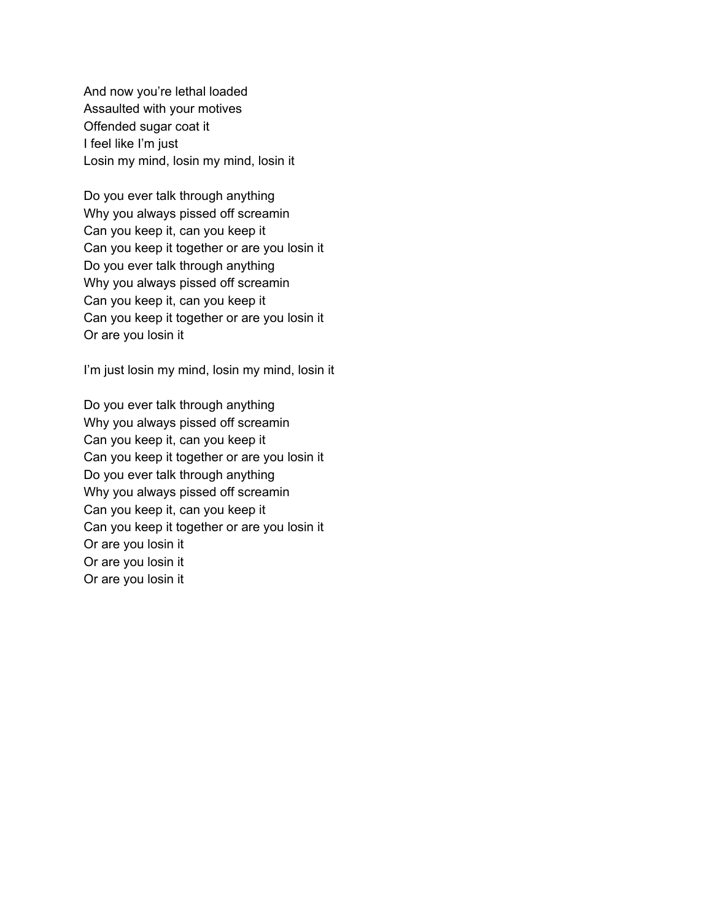And now you're lethal loaded
Assaulted with your motives
Offended sugar coat it
I feel like I'm just
Losin my mind, losin my mind, losin it

Do you ever talk through anything
Why you always pissed off screamin
Can you keep it, can you keep it
Can you keep it together or are you losin it
Do you ever talk through anything
Why you always pissed off screamin
Can you keep it, can you keep it
Can you keep it together or are you losin it
Or are you losin it

I'm just losin my mind, losin my mind, losin it

Do you ever talk through anything
Why you always pissed off screamin
Can you keep it, can you keep it
Can you keep it together or are you losin it
Do you ever talk through anything
Why you always pissed off screamin
Can you keep it, can you keep it
Can you keep it together or are you losin it
Or are you losin it
Or are you losin it
Or are you losin it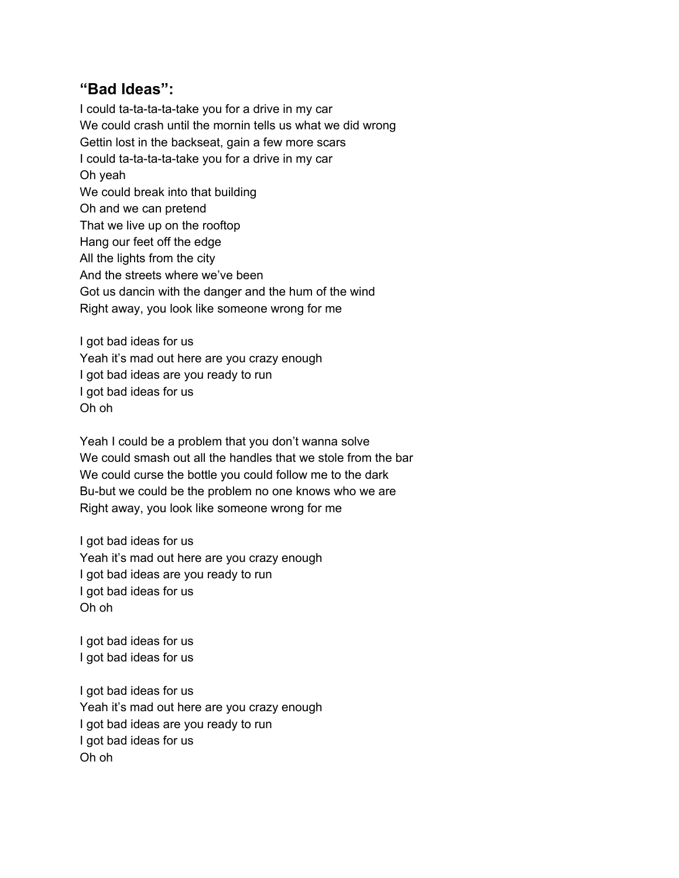## “Bad Ideas”:

I could ta-ta-ta-ta-take you for a drive in my car  
We could crash until the mornin tells us what we did wrong  
Gettin lost in the backseat, gain a few more scars  
I could ta-ta-ta-ta-take you for a drive in my car  
Oh yeah  
We could break into that building  
Oh and we can pretend  
That we live up on the rooftop  
Hang our feet off the edge  
All the lights from the city  
And the streets where we’ve been  
Got us dancin with the danger and the hum of the wind  
Right away, you look like someone wrong for me

I got bad ideas for us  
Yeah it’s mad out here are you crazy enough  
I got bad ideas are you ready to run  
I got bad ideas for us  
Oh oh

Yeah I could be a problem that you don’t wanna solve  
We could smash out all the handles that we stole from the bar  
We could curse the bottle you could follow me to the dark  
Bu-but we could be the problem no one knows who we are  
Right away, you look like someone wrong for me

I got bad ideas for us  
Yeah it’s mad out here are you crazy enough  
I got bad ideas are you ready to run  
I got bad ideas for us  
Oh oh

I got bad ideas for us  
I got bad ideas for us

I got bad ideas for us  
Yeah it’s mad out here are you crazy enough  
I got bad ideas are you ready to run  
I got bad ideas for us  
Oh oh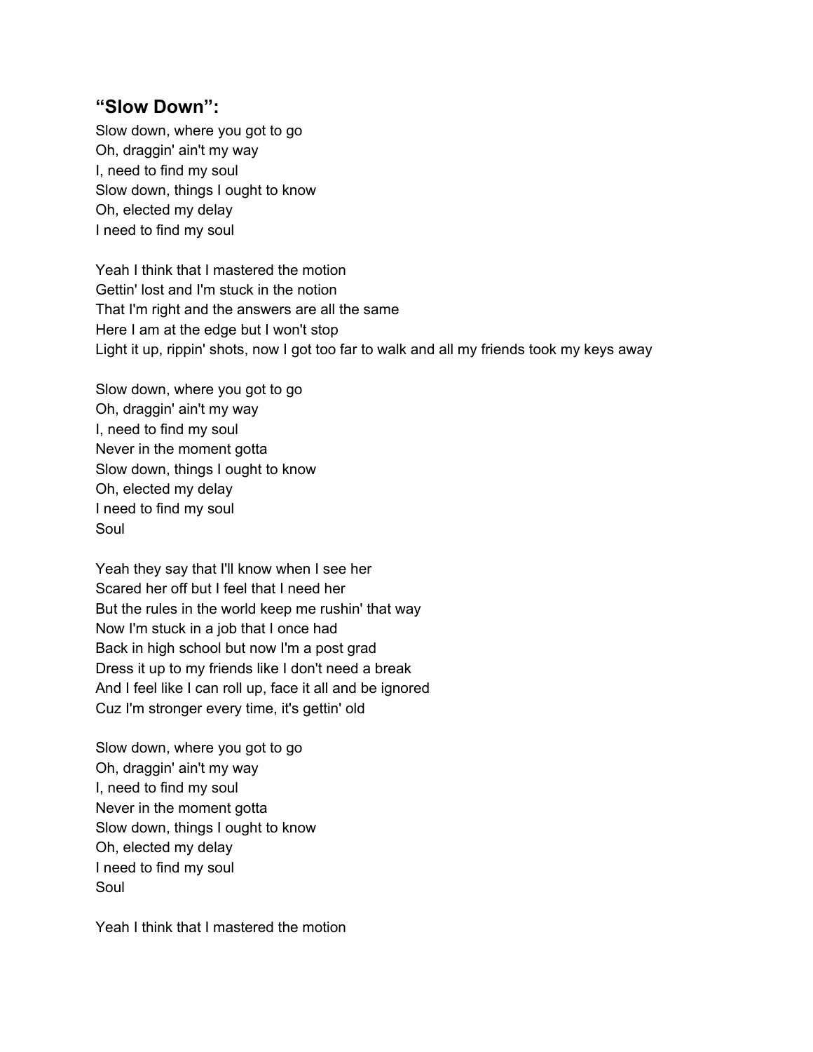### “Slow Down”:

Slow down, where you got to go
Oh, draggin' ain't my way
I, need to find my soul
Slow down, things I ought to know
Oh, elected my delay
I need to find my soul

Yeah I think that I mastered the motion
Gettin' lost and I'm stuck in the notion
That I'm right and the answers are all the same
Here I am at the edge but I won't stop
Light it up, rippin' shots, now I got too far to walk and all my friends took my keys away

Slow down, where you got to go
Oh, draggin' ain't my way
I, need to find my soul
Never in the moment gotta
Slow down, things I ought to know
Oh, elected my delay
I need to find my soul
Soul

Yeah they say that I'll know when I see her
Scared her off but I feel that I need her
But the rules in the world keep me rushin' that way
Now I'm stuck in a job that I once had
Back in high school but now I'm a post grad
Dress it up to my friends like I don't need a break
And I feel like I can roll up, face it all and be ignored
Cuz I'm stronger every time, it's gettin' old

Slow down, where you got to go
Oh, draggin' ain't my way
I, need to find my soul
Never in the moment gotta
Slow down, things I ought to know
Oh, elected my delay
I need to find my soul
Soul

Yeah I think that I mastered the motion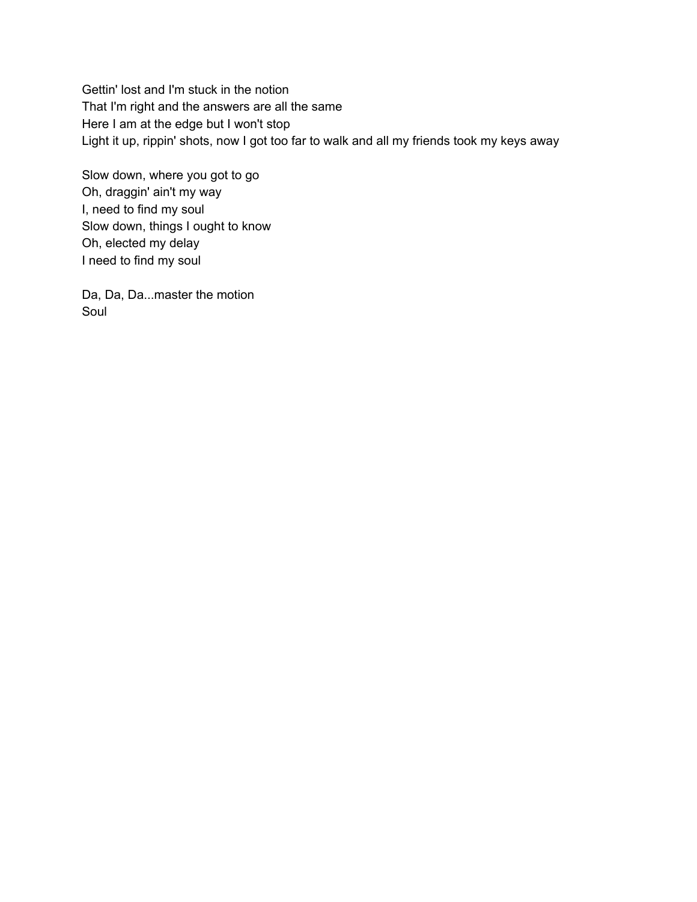Gettin' lost and I'm stuck in the notion  
That I'm right and the answers are all the same  
Here I am at the edge but I won't stop  
Light it up, rippin' shots, now I got too far to walk and all my friends took my keys away

Slow down, where you got to go  
Oh, draggin' ain't my way  
I, need to find my soul  
Slow down, things I ought to know  
Oh, elected my delay  
I need to find my soul

Da, Da, Da...master the motion  
Soul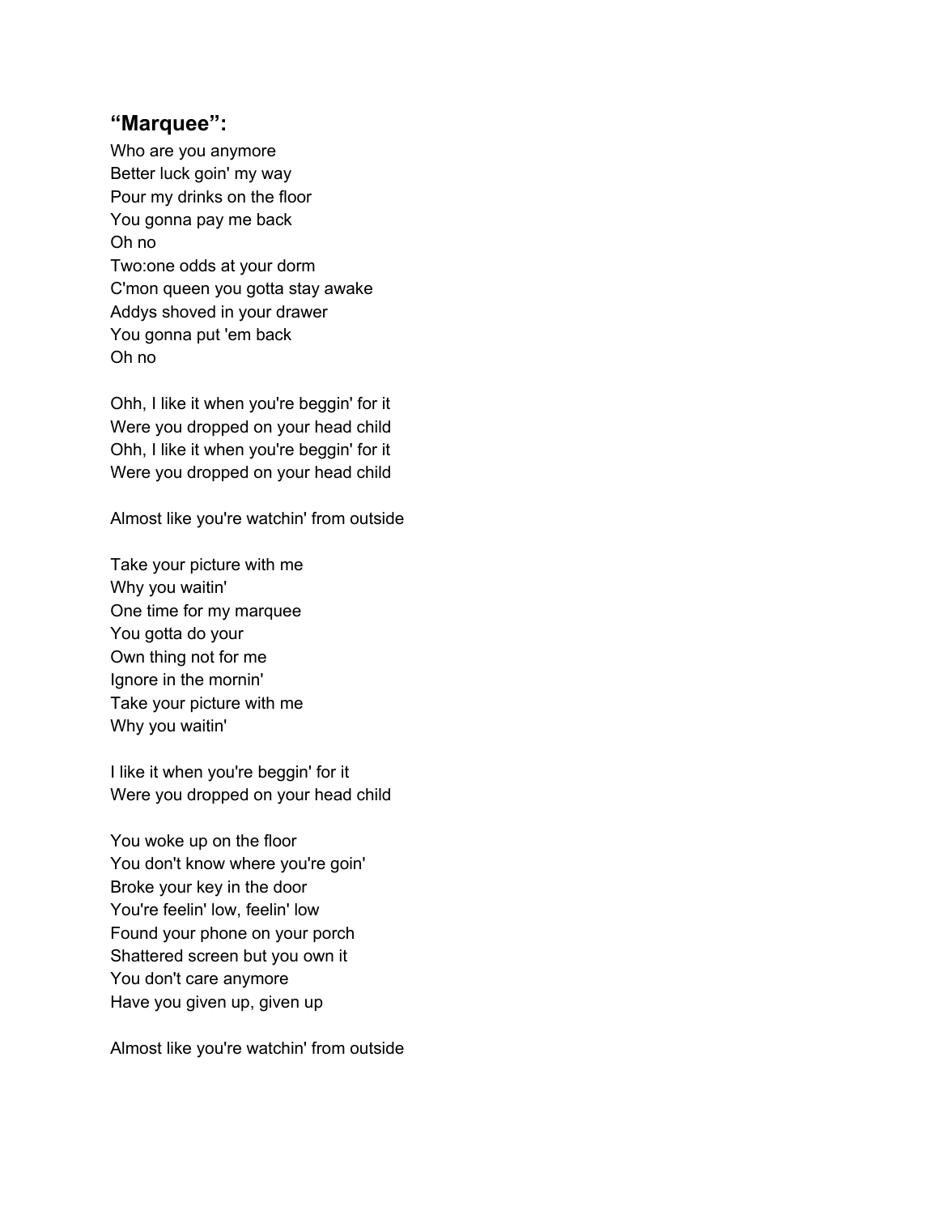### **“Marquee”:**

Who are you anymore
Better luck goin' my way
Pour my drinks on the floor
You gonna pay me back
Oh no
Two:one odds at your dorm
C'mon queen you gotta stay awake
Addys shoved in your drawer
You gonna put 'em back
Oh no

Ohh, I like it when you're beggin' for it
Were you dropped on your head child
Ohh, I like it when you're beggin' for it
Were you dropped on your head child

Almost like you're watchin' from outside

Take your picture with me
Why you waitin'
One time for my marquee
You gotta do your
Own thing not for me
Ignore in the mornin'
Take your picture with me
Why you waitin'

I like it when you're beggin' for it
Were you dropped on your head child

You woke up on the floor
You don't know where you're goin'
Broke your key in the door
You're feelin' low, feelin' low
Found your phone on your porch
Shattered screen but you own it
You don't care anymore
Have you given up, given up

Almost like you're watchin' from outside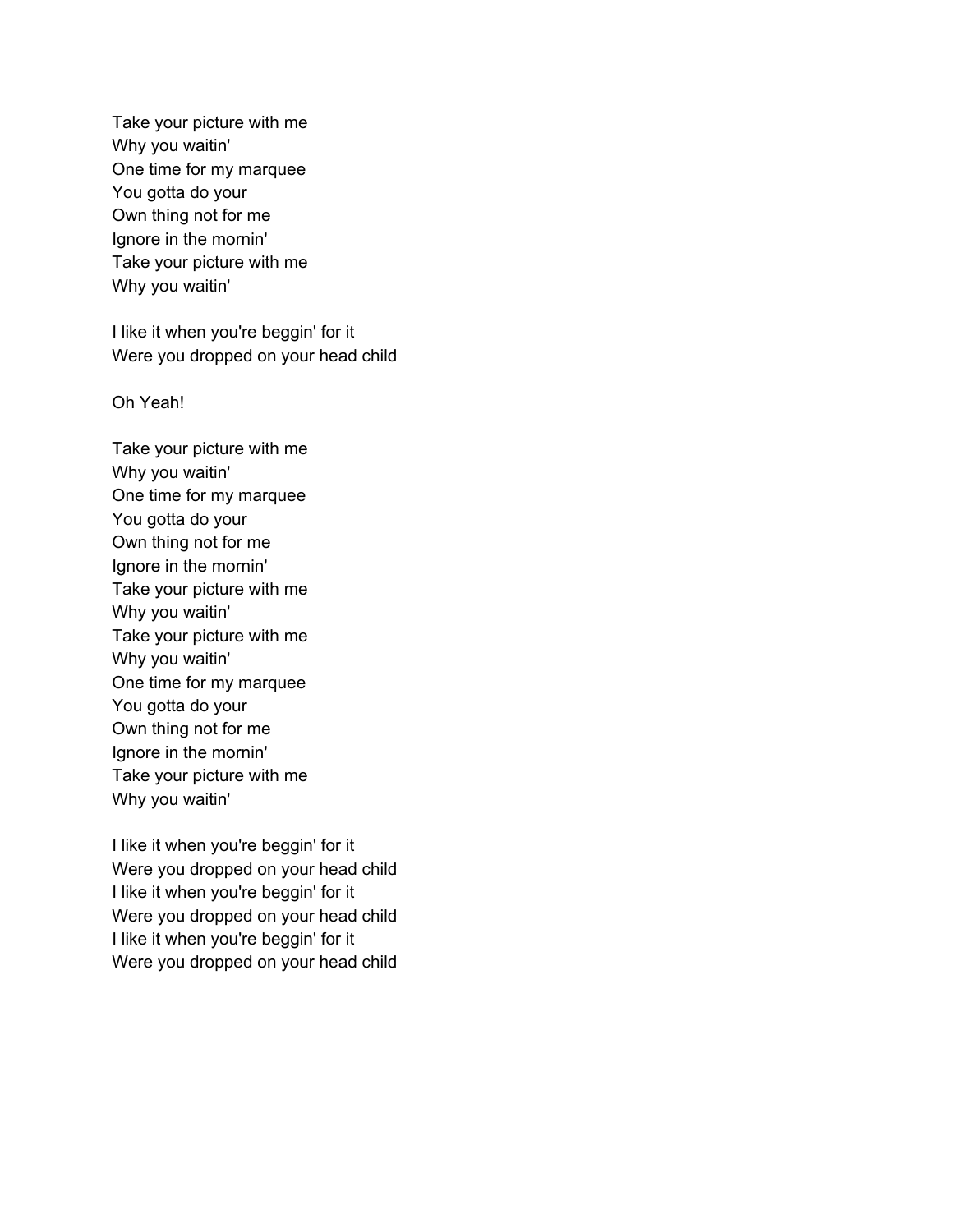Take your picture with me
Why you waitin'
One time for my marquee
You gotta do your
Own thing not for me
Ignore in the mornin'
Take your picture with me
Why you waitin'

I like it when you're beggin' for it
Were you dropped on your head child

Oh Yeah!

Take your picture with me
Why you waitin'
One time for my marquee
You gotta do your
Own thing not for me
Ignore in the mornin'
Take your picture with me
Why you waitin'
Take your picture with me
Why you waitin'
One time for my marquee
You gotta do your
Own thing not for me
Ignore in the mornin'
Take your picture with me
Why you waitin'

I like it when you're beggin' for it
Were you dropped on your head child
I like it when you're beggin' for it
Were you dropped on your head child
I like it when you're beggin' for it
Were you dropped on your head child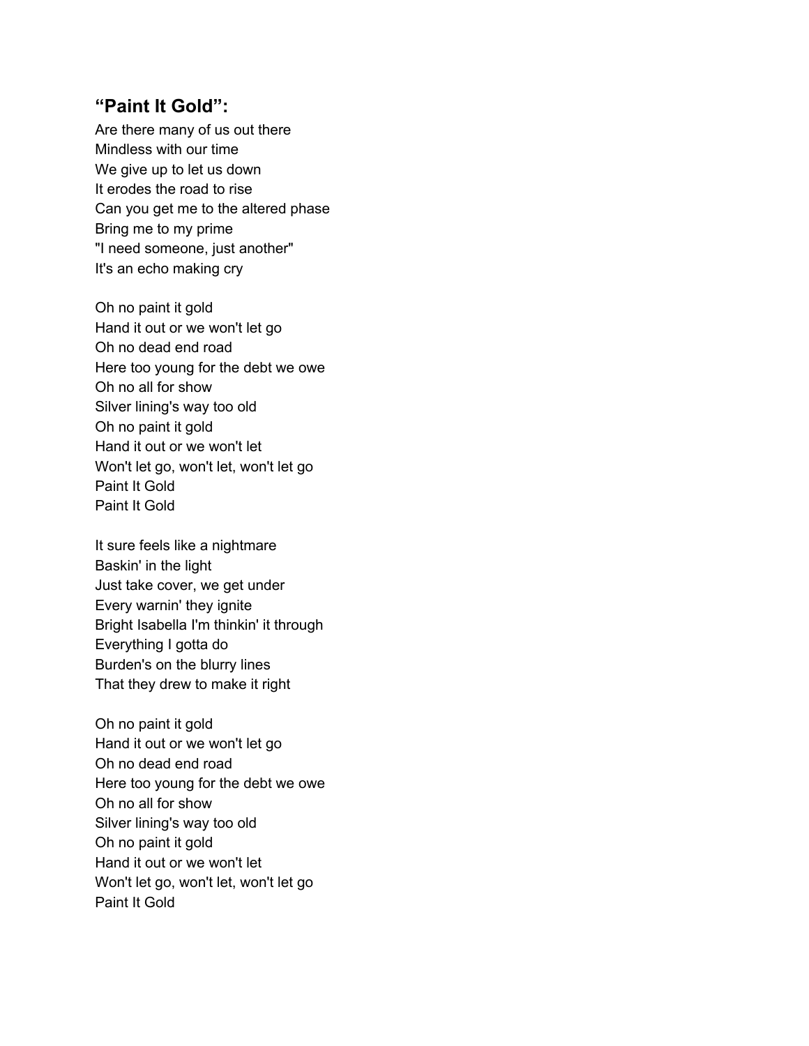### **“Paint It Gold”:**

Are there many of us out there
Mindless with our time
We give up to let us down
It erodes the road to rise
Can you get me to the altered phase
Bring me to my prime
"I need someone, just another"
It's an echo making cry

Oh no paint it gold
Hand it out or we won't let go
Oh no dead end road
Here too young for the debt we owe
Oh no all for show
Silver lining's way too old
Oh no paint it gold
Hand it out or we won't let
Won't let go, won't let, won't let go
Paint It Gold
Paint It Gold

It sure feels like a nightmare
Baskin' in the light
Just take cover, we get under
Every warnin' they ignite
Bright Isabella I'm thinkin' it through
Everything I gotta do
Burden's on the blurry lines
That they drew to make it right

Oh no paint it gold
Hand it out or we won't let go
Oh no dead end road
Here too young for the debt we owe
Oh no all for show
Silver lining's way too old
Oh no paint it gold
Hand it out or we won't let
Won't let go, won't let, won't let go
Paint It Gold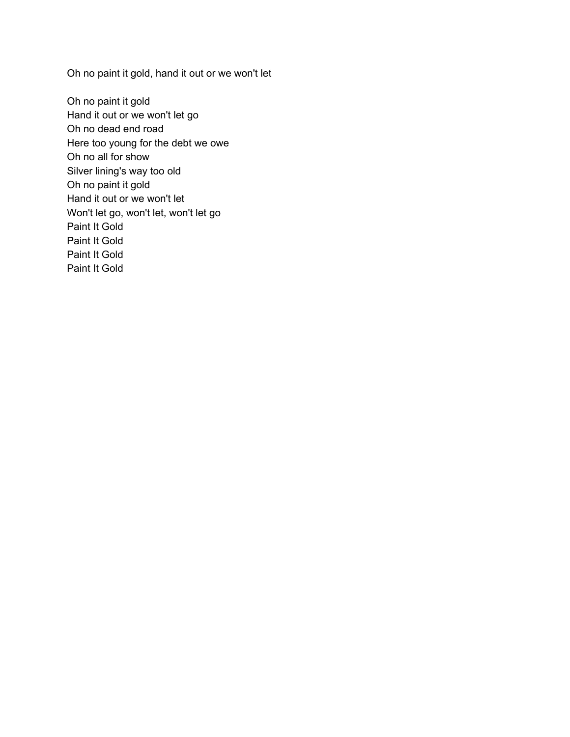Oh no paint it gold, hand it out or we won't let

Oh no paint it gold
Hand it out or we won't let go
Oh no dead end road
Here too young for the debt we owe
Oh no all for show
Silver lining's way too old
Oh no paint it gold
Hand it out or we won't let
Won't let go, won't let, won't let go
Paint It Gold
Paint It Gold
Paint It Gold
Paint It Gold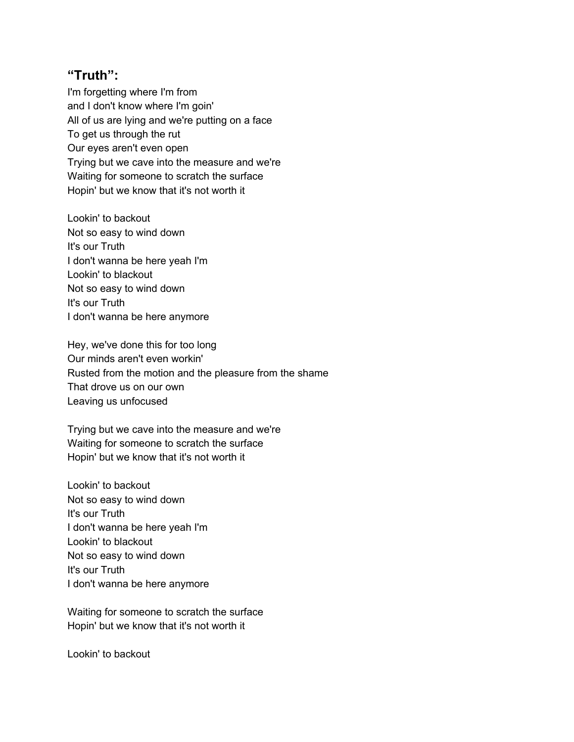## "Truth":

I'm forgetting where I'm from
and I don't know where I'm goin'
All of us are lying and we're putting on a face
To get us through the rut
Our eyes aren't even open
Trying but we cave into the measure and we're
Waiting for someone to scratch the surface
Hopin' but we know that it's not worth it

Lookin' to backout
Not so easy to wind down
It's our Truth
I don't wanna be here yeah I'm
Lookin' to blackout
Not so easy to wind down
It's our Truth
I don't wanna be here anymore

Hey, we've done this for too long
Our minds aren't even workin'
Rusted from the motion and the pleasure from the shame
That drove us on our own
Leaving us unfocused

Trying but we cave into the measure and we're
Waiting for someone to scratch the surface
Hopin' but we know that it's not worth it

Lookin' to backout
Not so easy to wind down
It's our Truth
I don't wanna be here yeah I'm
Lookin' to blackout
Not so easy to wind down
It's our Truth
I don't wanna be here anymore

Waiting for someone to scratch the surface
Hopin' but we know that it's not worth it

Lookin' to backout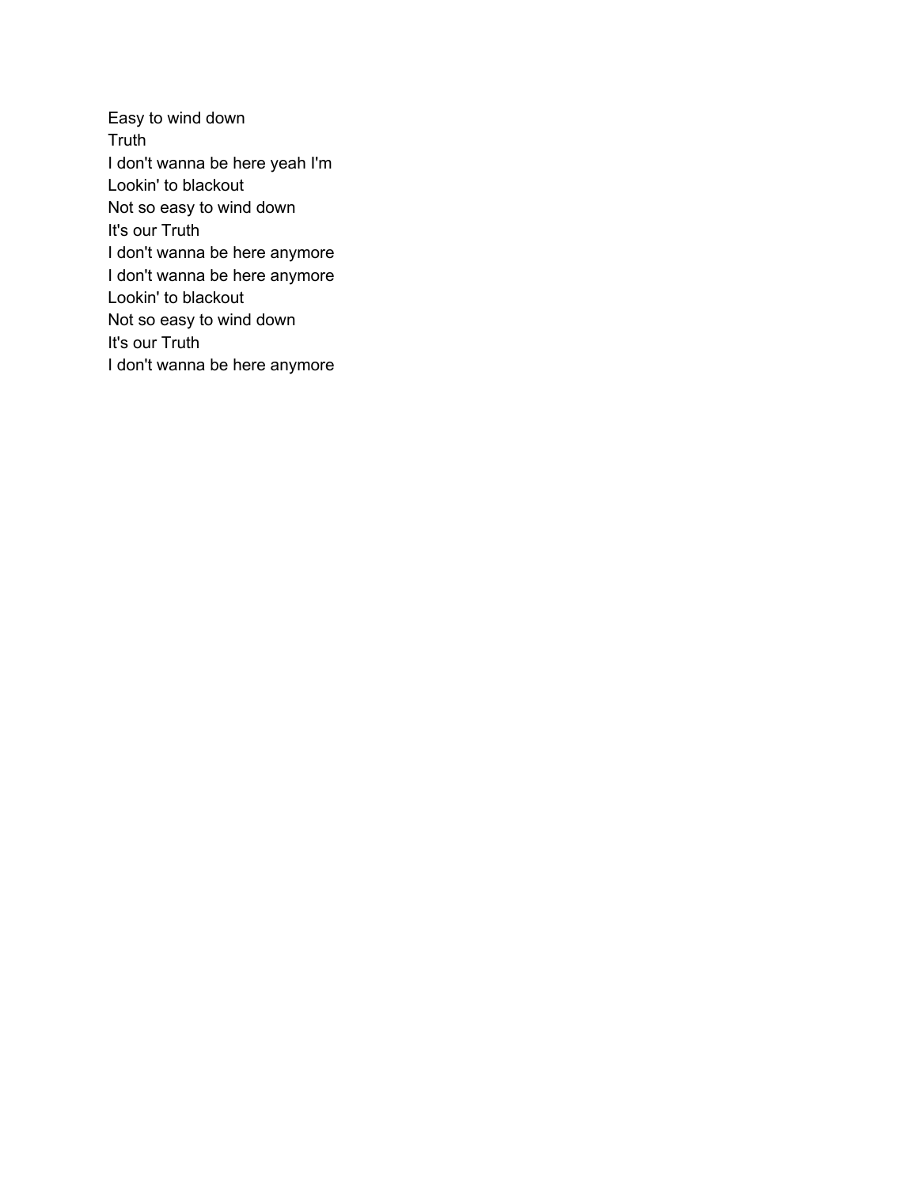Easy to wind down
Truth
I don't wanna be here yeah I'm
Lookin' to blackout
Not so easy to wind down
It's our Truth
I don't wanna be here anymore
I don't wanna be here anymore
Lookin' to blackout
Not so easy to wind down
It's our Truth
I don't wanna be here anymore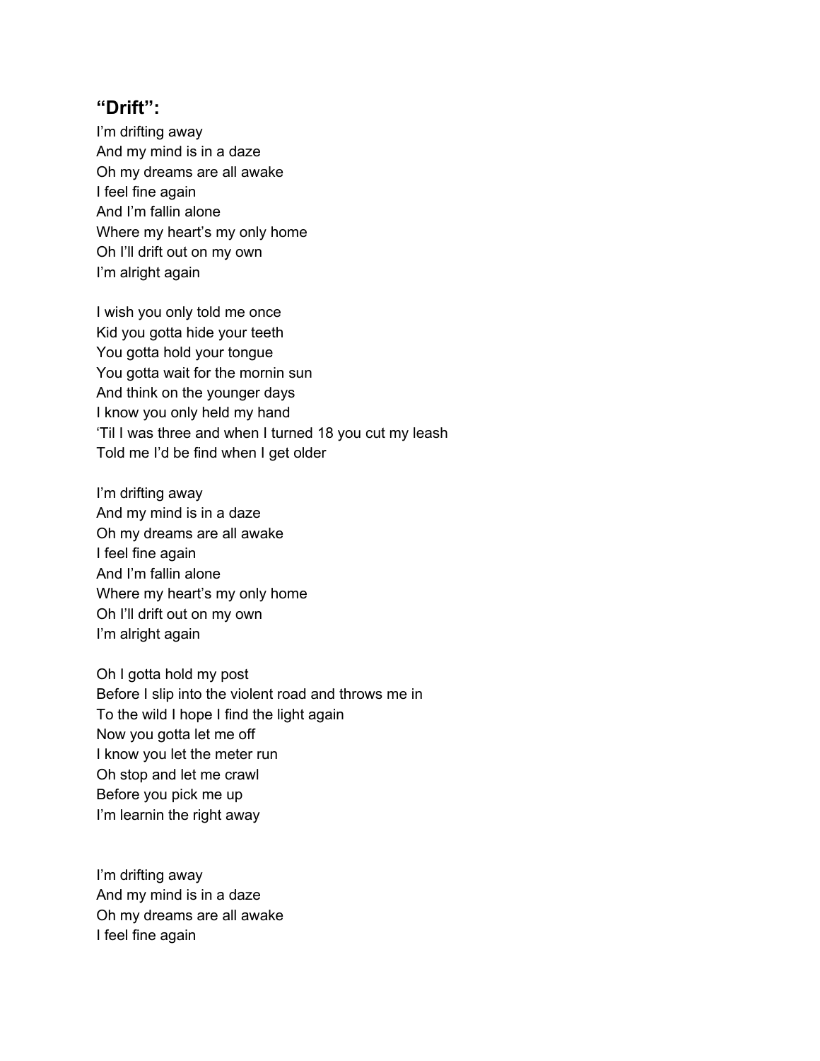### **“Drift”:**

I’m drifting away
And my mind is in a daze
Oh my dreams are all awake
I feel fine again
And I’m fallin alone
Where my heart’s my only home
Oh I’ll drift out on my own
I’m alright again

I wish you only told me once
Kid you gotta hide your teeth
You gotta hold your tongue
You gotta wait for the mornin sun
And think on the younger days
I know you only held my hand
‘Til I was three and when I turned 18 you cut my leash
Told me I’d be find when I get older

I’m drifting away
And my mind is in a daze
Oh my dreams are all awake
I feel fine again
And I’m fallin alone
Where my heart’s my only home
Oh I’ll drift out on my own
I’m alright again

Oh I gotta hold my post
Before I slip into the violent road and throws me in
To the wild I hope I find the light again
Now you gotta let me off
I know you let the meter run
Oh stop and let me crawl
Before you pick me up
I’m learnin the right away

I’m drifting away
And my mind is in a daze
Oh my dreams are all awake
I feel fine again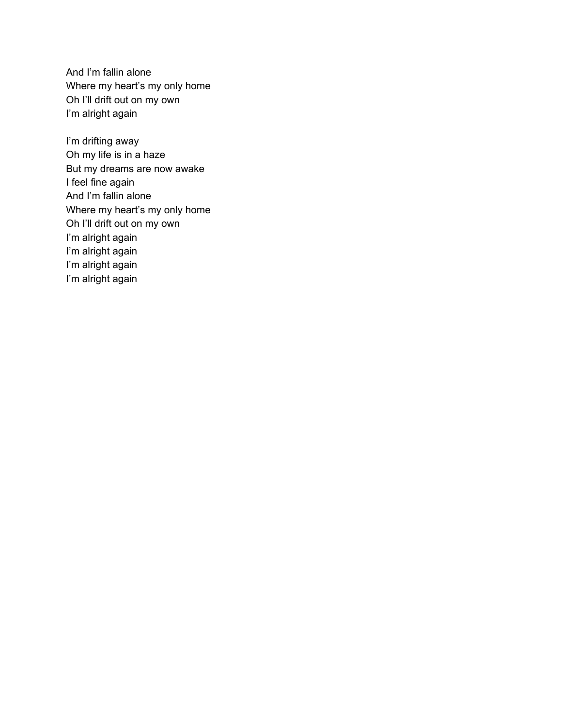And I’m fallin alone
Where my heart’s my only home
Oh I’ll drift out on my own
I’m alright again

I’m drifting away
Oh my life is in a haze
But my dreams are now awake
I feel fine again
And I’m fallin alone
Where my heart’s my only home
Oh I’ll drift out on my own
I’m alright again
I’m alright again
I’m alright again
I’m alright again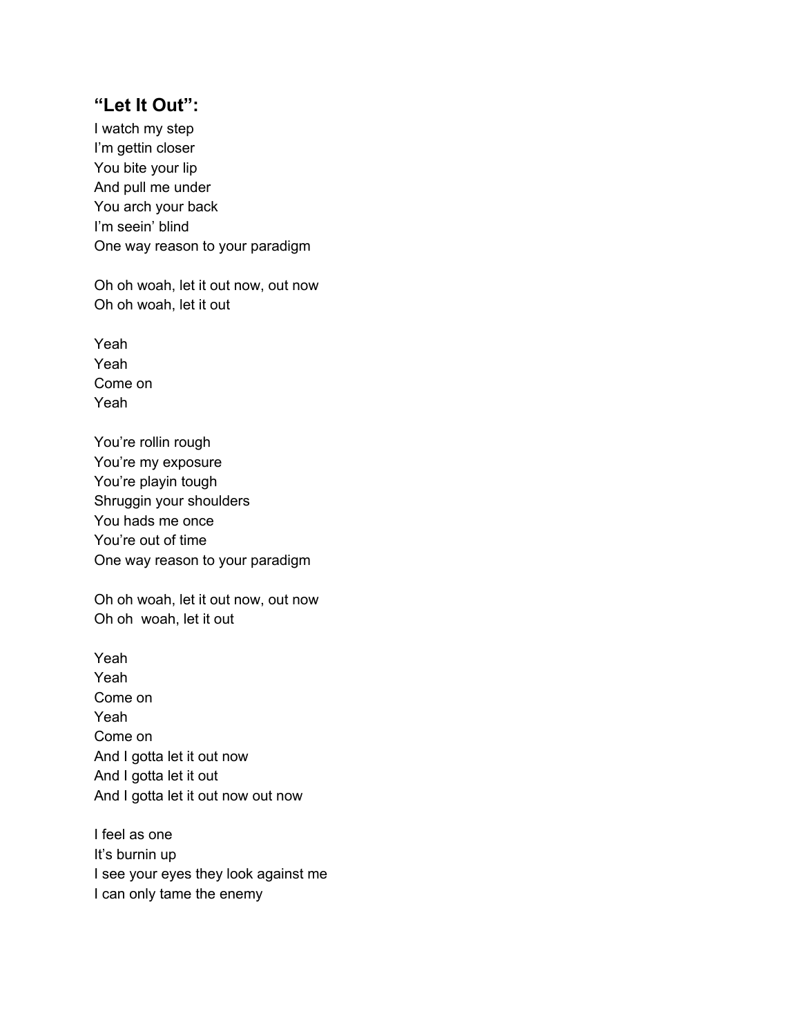### **“Let It Out”:**

I watch my step  
I’m gettin closer  
You bite your lip  
And pull me under  
You arch your back  
I’m seein’ blind  
One way reason to your paradigm

Oh oh woah, let it out now, out now  
Oh oh woah, let it out

Yeah  
Yeah  
Come on  
Yeah

You’re rollin rough  
You’re my exposure  
You’re playin tough  
Shruggin your shoulders  
You hads me once  
You’re out of time  
One way reason to your paradigm

Oh oh woah, let it out now, out now  
Oh oh  woah, let it out

Yeah  
Yeah  
Come on  
Yeah  
Come on  
And I gotta let it out now  
And I gotta let it out  
And I gotta let it out now out now

I feel as one  
It’s burnin up  
I see your eyes they look against me  
I can only tame the enemy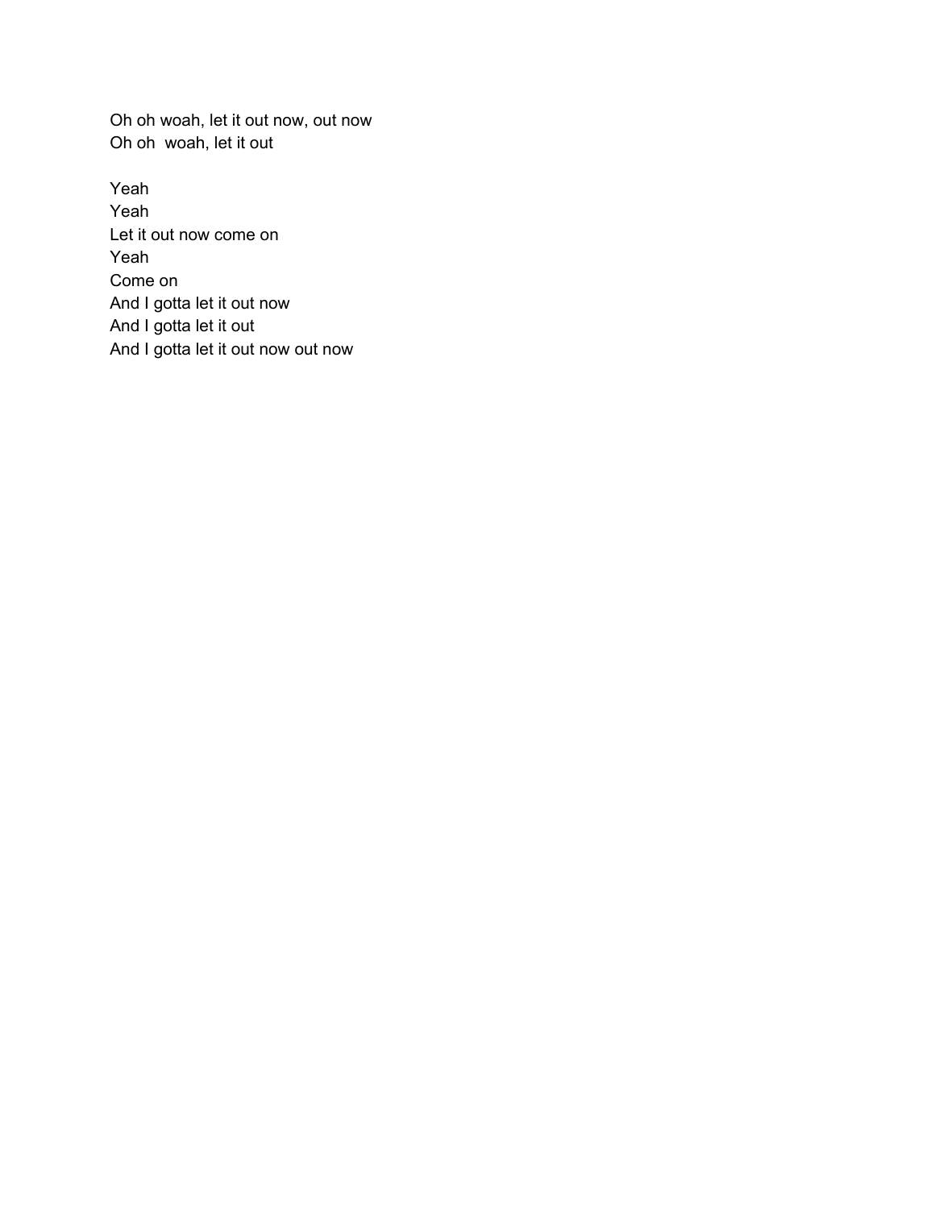Oh oh woah, let it out now, out now
Oh oh  woah, let it out

Yeah
Yeah
Let it out now come on
Yeah
Come on
And I gotta let it out now
And I gotta let it out
And I gotta let it out now out now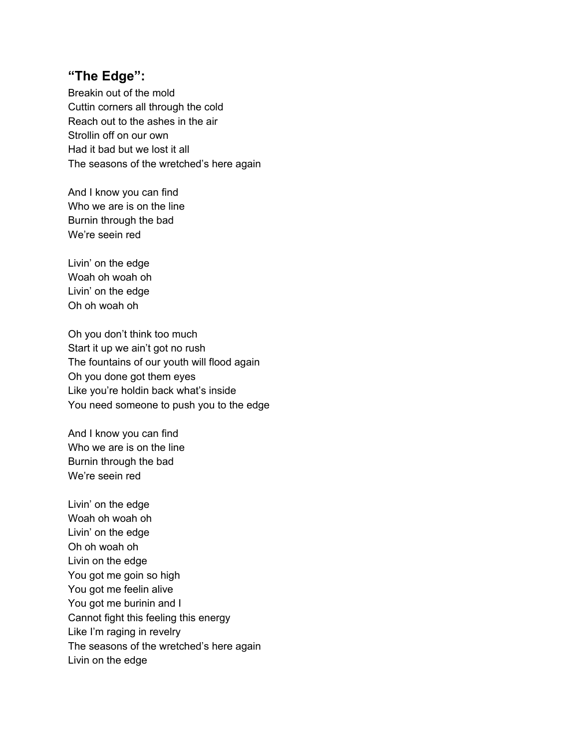## “The Edge”:

Breakin out of the mold
Cuttin corners all through the cold
Reach out to the ashes in the air
Strollin off on our own
Had it bad but we lost it all
The seasons of the wretched’s here again

And I know you can find
Who we are is on the line
Burnin through the bad
We’re seein red

Livin’ on the edge
Woah oh woah oh
Livin’ on the edge
Oh oh woah oh

Oh you don’t think too much
Start it up we ain’t got no rush
The fountains of our youth will flood again
Oh you done got them eyes
Like you’re holdin back what’s inside
You need someone to push you to the edge

And I know you can find
Who we are is on the line
Burnin through the bad
We’re seein red

Livin’ on the edge
Woah oh woah oh
Livin’ on the edge
Oh oh woah oh
Livin on the edge
You got me goin so high
You got me feelin alive
You got me burinin and I
Cannot fight this feeling this energy
Like I’m raging in revelry
The seasons of the wretched’s here again
Livin on the edge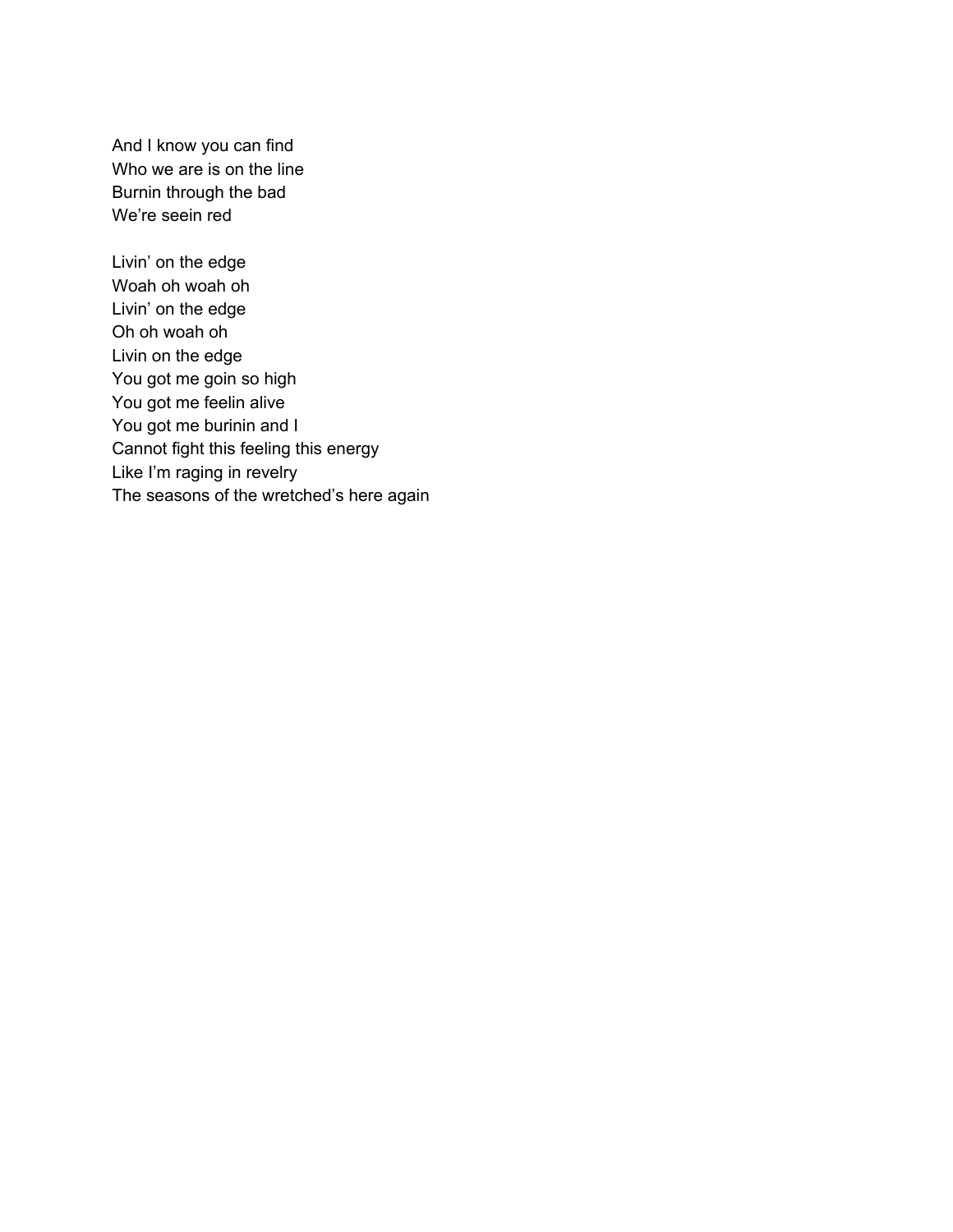And I know you can find
Who we are is on the line
Burnin through the bad
We're seein red

Livin' on the edge
Woah oh woah oh
Livin' on the edge
Oh oh woah oh
Livin on the edge
You got me goin so high
You got me feelin alive
You got me burinin and I
Cannot fight this feeling this energy
Like I'm raging in revelry
The seasons of the wretched's here again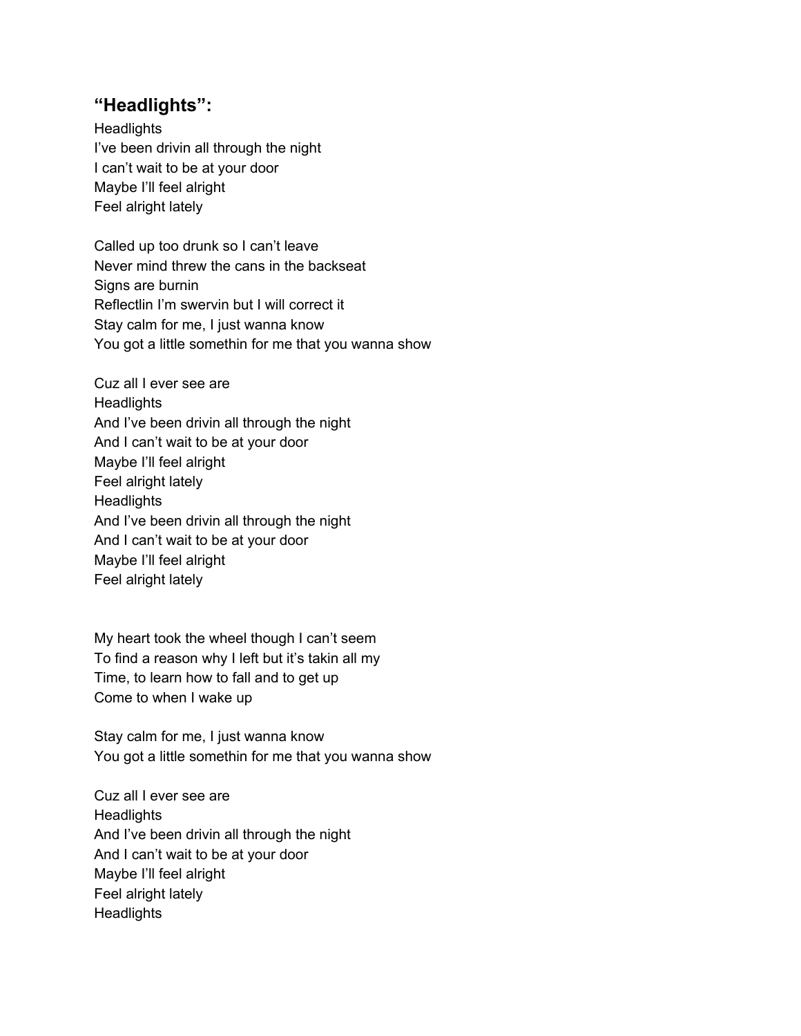## **"Headlights":**

Headlights
I've been drivin all through the night
I can't wait to be at your door
Maybe I'll feel alright
Feel alright lately

Called up too drunk so I can't leave
Never mind threw the cans in the backseat
Signs are burnin
Reflectlin I'm swervin but I will correct it
Stay calm for me, I just wanna know
You got a little somethin for me that you wanna show

Cuz all I ever see are
Headlights
And I've been drivin all through the night
And I can't wait to be at your door
Maybe I'll feel alright
Feel alright lately
Headlights
And I've been drivin all through the night
And I can't wait to be at your door
Maybe I'll feel alright
Feel alright lately

My heart took the wheel though I can't seem
To find a reason why I left but it's takin all my
Time, to learn how to fall and to get up
Come to when I wake up

Stay calm for me, I just wanna know
You got a little somethin for me that you wanna show

Cuz all I ever see are
Headlights
And I've been drivin all through the night
And I can't wait to be at your door
Maybe I'll feel alright
Feel alright lately
Headlights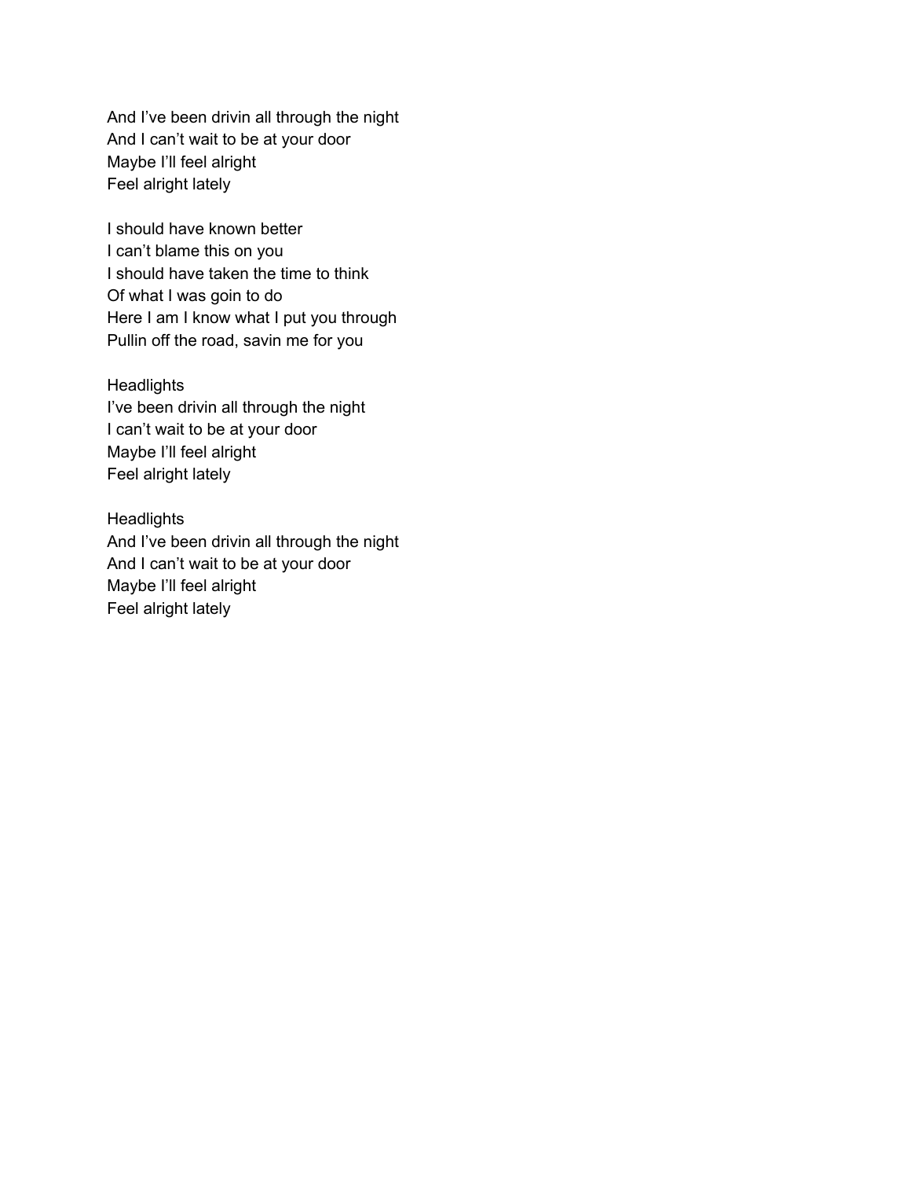And I've been drivin all through the night
And I can't wait to be at your door
Maybe I'll feel alright
Feel alright lately

I should have known better
I can't blame this on you
I should have taken the time to think
Of what I was goin to do
Here I am I know what I put you through
Pullin off the road, savin me for you

Headlights
I've been drivin all through the night
I can't wait to be at your door
Maybe I'll feel alright
Feel alright lately

Headlights
And I've been drivin all through the night
And I can't wait to be at your door
Maybe I'll feel alright
Feel alright lately